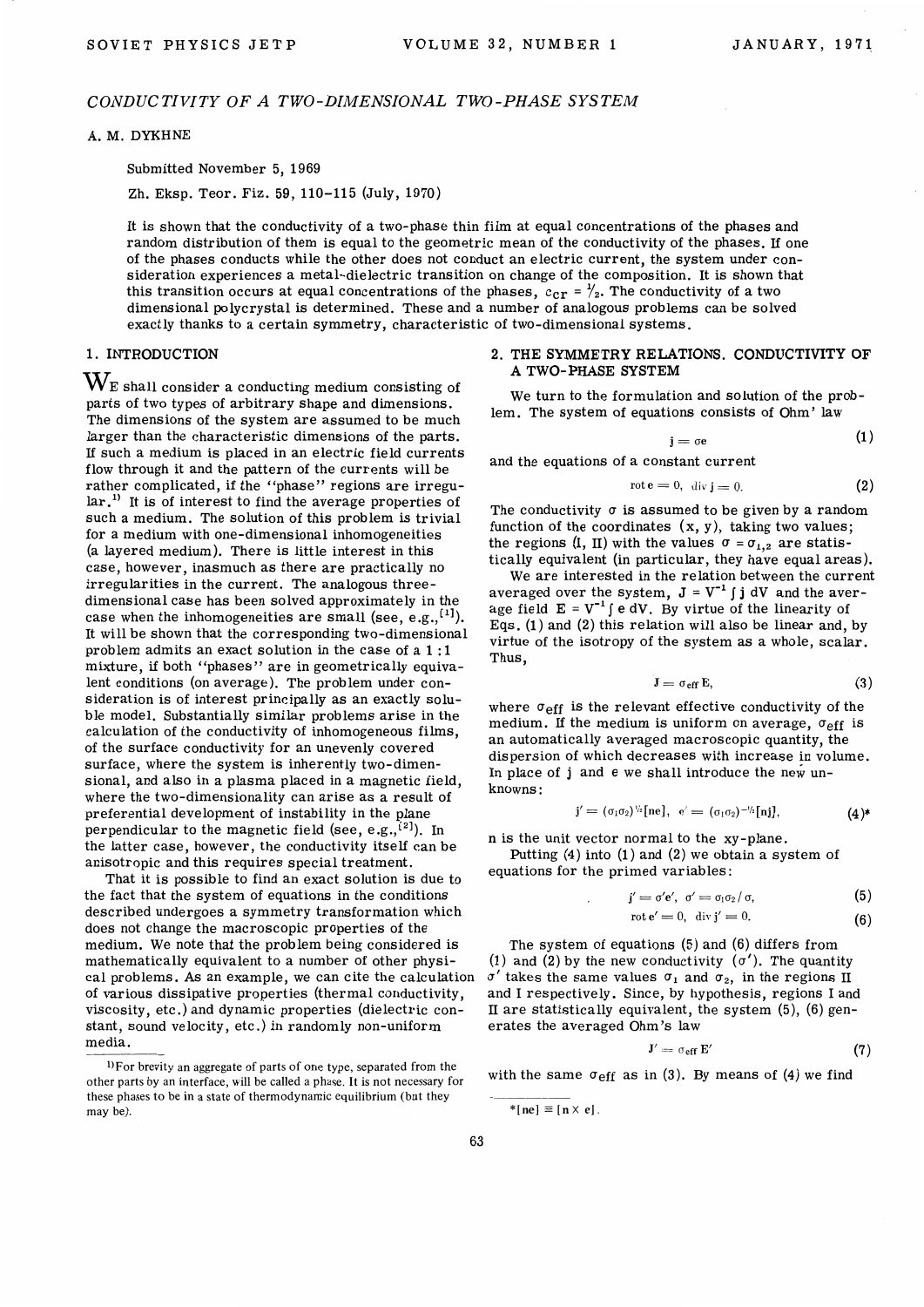# CONDUCTIVITY OF A TWO-DIMENSIONAL TWO-PHASE SYSTEM

A. M. DYKHNE

Submitted November 5, 1969

Zh. Eksp. Teor. Fiz. 59, 110–115 (July, 1970)

It is shown that the conductivity of a two-phase thin film at equal concentrations of the phases and random distribution of them is equal to the geometric mean of the conductivity of the phases. If one of the phases conducts while the other does not conduct an electric current, the system under consideration experiences a metal-dielectric transition on change of the composition. It is shown that this transition occurs at equal concentrations of the phases, $c_{cr} = 1/2$. The conductivity of a two dimensional polycrystal is determined. These and a number of analogous problems can be solved exactly thanks to a certain symmetry, characteristic of two-dimensional systems.

## 1. INTRODUCTION

We shall consider a conducting medium consisting of parts of two types of arbitrary shape and dimensions. The dimensions of the system are assumed to be much larger than the characteristic dimensions of the parts. If such a medium is placed in an electric field currents flow through it and the pattern of the currents will be rather complicated, if the "phase" regions are irregular.[1)] It is of interest to find the average properties of such a medium. The solution of this problem is trivial for a medium with one-dimensional inhomogeneities (a layered medium). There is little interest in this case, however, inasmuch as there are practically no irregularities in the current. The analogous three-dimensional case has been solved approximately in the case when the inhomogeneities are small (see, e.g.,[1]). It will be shown that the corresponding two-dimensional problem admits an exact solution in the case of a 1 : 1 mixture, if both "phases" are in geometrically equivalent conditions (on average). The problem under consideration is of interest principally as an exactly soluble model. Substantially similar problems arise in the calculation of the conductivity of inhomogeneous films, of the surface conductivity for an unevenly covered surface, where the system is inherently two-dimensional, and also in a plasma placed in a magnetic field, where the two-dimensionality can arise as a result of preferential development of instability in the plane perpendicular to the magnetic field (see, e.g.,[2]). In the latter case, however, the conductivity itself can be anisotropic and this requires special treatment.

That it is possible to find an exact solution is due to the fact that the system of equations in the conditions described undergoes a symmetry transformation which does not change the macroscopic properties of the medium. We note that the problem being considered is mathematically equivalent to a number of other physical problems. As an example, we can cite the calculation of various dissipative properties (thermal conductivity, viscosity, etc.) and dynamic properties (dielectric constant, sound velocity, etc.) in randomly non-uniform media.

1)For brevity an aggregate of parts of one type, separated from the other parts by an interface, will be called a phase. It is not necessary for these phases to be in a state of thermodynamic equilibrium (but they may be).

## 2. THE SYMMETRY RELATIONS. CONDUCTIVITY OF A TWO-PHASE SYSTEM

We turn to the formulation and solution of the problem. The system of equations consists of Ohm' law

$$\mathbf{j} = \sigma \mathbf{e} \tag{1}$$

and the equations of a constant current

$$\operatorname{rot} \mathbf{e} = 0, \quad \operatorname{div} \mathbf{j} = 0. \tag{2}$$

The conductivity $\sigma$ is assumed to be given by a random function of the coordinates $(x, y)$, taking two values; the regions (I, II) with the values $\sigma = \sigma_{1,2}$ are statistically equivalent (in particular, they have equal areas).

We are interested in the relation between the current averaged over the system, $\mathbf{J} = V^{-1} \int \mathbf{j}\, dV$ and the average field $\mathbf{E} = V^{-1} \int \mathbf{e}\, dV$. By virtue of the linearity of Eqs. (1) and (2) this relation will also be linear and, by virtue of the isotropy of the system as a whole, scalar. Thus,

$$\mathbf{J} = \sigma_{\text{eff}} \mathbf{E}, \tag{3}$$

where $\sigma_{\text{eff}}$ is the relevant effective conductivity of the medium. If the medium is uniform on average, $\sigma_{\text{eff}}$ is an automatically averaged macroscopic quantity, the dispersion of which decreases with increase in volume. In place of $\mathbf{j}$ and $\mathbf{e}$ we shall introduce the new unknowns:

$$\mathbf{j}' = (\sigma_1\sigma_2)^{1/2}[\mathbf{n}\mathbf{e}], \quad \mathbf{e}' = (\sigma_1\sigma_2)^{-1/2}[\mathbf{n}\mathbf{j}], \tag{4*}$$

$\mathbf{n}$ is the unit vector normal to the xy-plane.

Putting (4) into (1) and (2) we obtain a system of equations for the primed variables:

$$\mathbf{j}' = \sigma' \mathbf{e}', \quad \sigma' = \sigma_1\sigma_2/\sigma, \tag{5}$$

$$\operatorname{rot} \mathbf{e}' = 0, \quad \operatorname{div} \mathbf{j}' = 0. \tag{6}$$

The system of equations (5) and (6) differs from (1) and (2) by the new conductivity ($\sigma'$). The quantity $\sigma'$ takes the same values $\sigma_1$ and $\sigma_2$, in the regions II and I respectively. Since, by hypothesis, regions I and II are statistically equivalent, the system (5), (6) generates the averaged Ohm's law

$$\mathbf{J}' = \sigma_{\text{eff}} \mathbf{E}' \tag{7}$$

with the same $\sigma_{\text{eff}}$ as in (3). By means of (4) we find

*$[\mathbf{n}\mathbf{e}] \equiv [\mathbf{n} \times \mathbf{e}]$.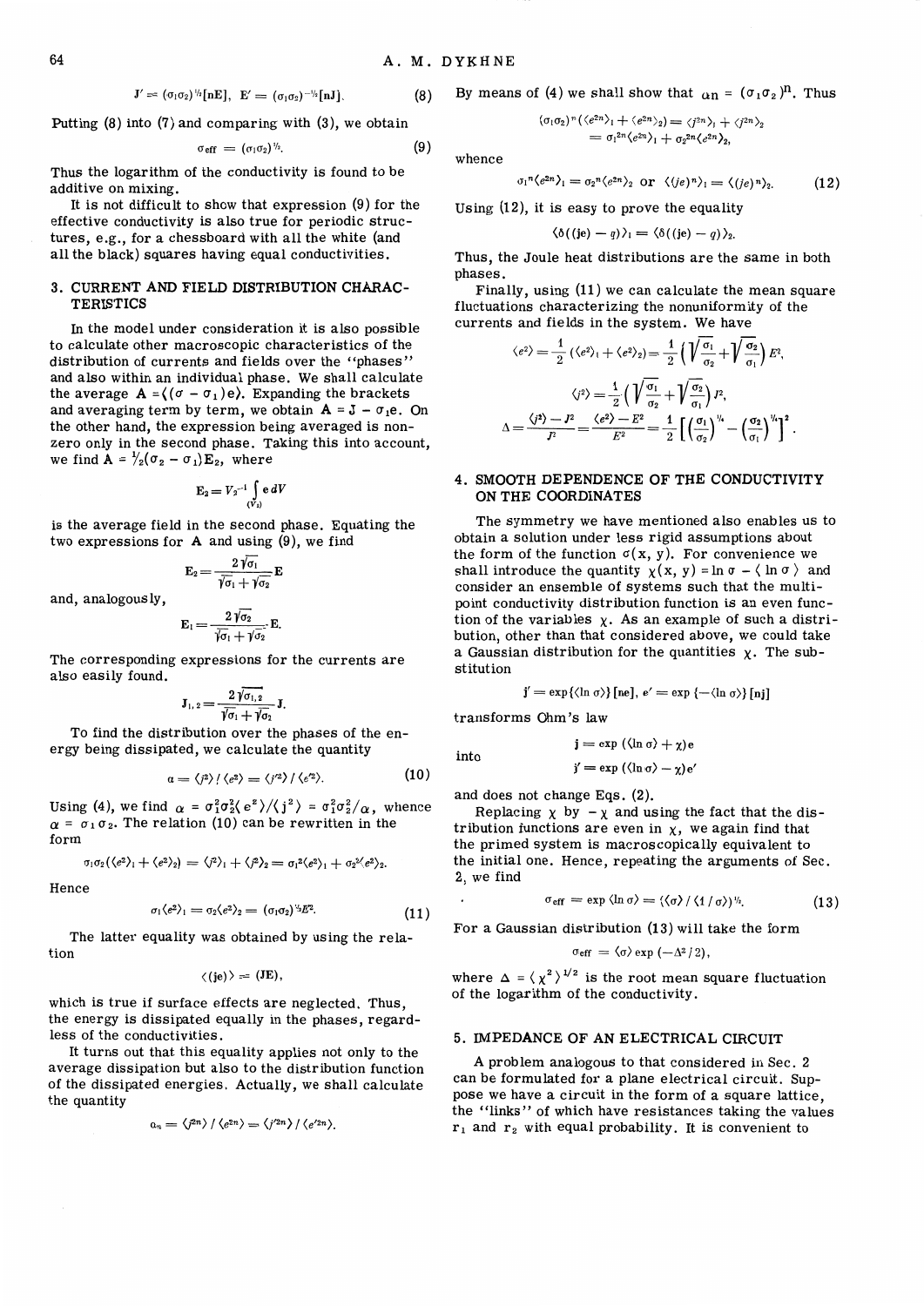$$\mathbf{J}' = (\sigma_1\sigma_2)^{1/2}[\mathbf{nE}],\quad \mathbf{E}' = (\sigma_1\sigma_2)^{-1/2}[\mathbf{nJ}]. \tag{8}$$

Putting (8) into (7) and comparing with (3), we obtain

$$\sigma_{\text{eff}} = (\sigma_1\sigma_2)^{1/2}. \tag{9}$$

Thus the logarithm of the conductivity is found to be additive on mixing.

It is not difficult to show that expression (9) for the effective conductivity is also true for periodic structures, e.g., for a chessboard with all the white (and all the black) squares having equal conductivities.

## 3. CURRENT AND FIELD DISTRIBUTION CHARACTERISTICS

In the model under consideration it is also possible to calculate other macroscopic characteristics of the distribution of currents and fields over the "phases" and also within an individual phase. We shall calculate the average $\mathbf{A} = \langle(\sigma - \sigma_1)\mathbf{e}\rangle$. Expanding the brackets and averaging term by term, we obtain $\mathbf{A} = \mathbf{J} - \sigma_1\mathbf{e}$. On the other hand, the expression being averaged is nonzero only in the second phase. Taking this into account, we find $\mathbf{A} = {}^1\!/_2(\sigma_2 - \sigma_1)\mathbf{E}_2$, where

$$\mathbf{E}_2 = V_2^{-1}\int\limits_{(V_2)} \mathbf{e}\,dV$$

is the average field in the second phase. Equating the two expressions for $\mathbf{A}$ and using (9), we find

$$\mathbf{E}_2 = \frac{2\sqrt{\sigma_1}}{\sqrt{\sigma_1}+\sqrt{\sigma_2}}\mathbf{E}$$

and, analogously,

$$\mathbf{E}_1 = \frac{2\sqrt{\sigma_2}}{\sqrt{\sigma_1}+\sqrt{\sigma_2}}\mathbf{E}.$$

The corresponding expressions for the currents are also easily found.

$$\mathbf{J}_{1,2} = \frac{2\sqrt{\sigma_{1,2}}}{\sqrt{\sigma_1}+\sqrt{\sigma_2}}\mathbf{J}.$$

To find the distribution over the phases of the energy being dissipated, we calculate the quantity

$$\alpha = \langle j^2\rangle / \langle e^2\rangle = \langle j'^2\rangle / \langle e'^2\rangle. \tag{10}$$

Using (4), we find $\alpha = \sigma_1^2\sigma_2^2\langle e^2\rangle/\langle j^2\rangle = \sigma_1^2\sigma_2^2/\alpha$, whence $\alpha = \sigma_1\sigma_2$. The relation (10) can be rewritten in the form

$$\sigma_1\sigma_2(\langle e^2\rangle_1 + \langle e^2\rangle_2) = \langle j^2\rangle_1 + \langle j^2\rangle_2 = \sigma_1^2\langle e^2\rangle_1 + \sigma_2^2\langle e^2\rangle_2.$$

Hence

$$\sigma_1\langle e^2\rangle_1 = \sigma_2\langle e^2\rangle_2 = (\sigma_1\sigma_2)^{1/2}E^2. \tag{11}$$

The latter equality was obtained by using the relation

$$\langle(\mathbf{je})\rangle = (\mathbf{JE}),$$

which is true if surface effects are neglected. Thus, the energy is dissipated equally in the phases, regardless of the conductivities.

It turns out that this equality applies not only to the average dissipation but also to the distribution function of the dissipated energies. Actually, we shall calculate the quantity

$$\alpha_n = \langle j^{2n}\rangle / \langle e^{2n}\rangle = \langle j'^{2n}\rangle / \langle e'^{2n}\rangle.$$

By means of (4) we shall show that $\alpha_n = (\sigma_1\sigma_2)^n$. Thus

$$(\sigma_1\sigma_2)^n(\langle e^{2n}\rangle_1 + \langle e^{2n}\rangle_2) = \langle j^{2n}\rangle_1 + \langle j^{2n}\rangle_2 = \sigma_1^{2n}\langle e^{2n}\rangle_1 + \sigma_2^{2n}\langle e^{2n}\rangle_2,$$

whence

$$\sigma_1^n\langle e^{2n}\rangle_1 = \sigma_2^n\langle e^{2n}\rangle_2 \text{ or } \langle(je)^n\rangle_1 = \langle(je)^n\rangle_2. \tag{12}$$

Using (12), it is easy to prove the equality

$$\langle\delta((\mathbf{je}) - q)\rangle_1 = \langle\delta((\mathbf{je}) - q)\rangle_2.$$

Thus, the Joule heat distributions are the same in both phases.

Finally, using (11) we can calculate the mean square fluctuations characterizing the nonuniformity of the currents and fields in the system. We have

$$\langle e^2\rangle = \frac{1}{2}(\langle e^2\rangle_1 + \langle e^2\rangle_2) = \frac{1}{2}\left(\sqrt{\frac{\sigma_1}{\sigma_2}} + \sqrt{\frac{\sigma_2}{\sigma_1}}\right)E^2,$$

$$\langle j^2\rangle = \frac{1}{2}\left(\sqrt{\frac{\sigma_1}{\sigma_2}} + \sqrt{\frac{\sigma_2}{\sigma_1}}\right)J^2,$$

$$\Delta = \frac{\langle j^2\rangle - J^2}{J^2} = \frac{\langle e^2\rangle - E^2}{E^2} = \frac{1}{2}\left[\left(\frac{\sigma_1}{\sigma_2}\right)^{1/4} - \left(\frac{\sigma_2}{\sigma_1}\right)^{1/4}\right]^2.$$

## 4. SMOOTH DEPENDENCE OF THE CONDUCTIVITY ON THE COORDINATES

The symmetry we have mentioned also enables us to obtain a solution under less rigid assumptions about the form of the function $\sigma(x, y)$. For convenience we shall introduce the quantity $\chi(x, y) = \ln\sigma - \langle\ln\sigma\rangle$ and consider an ensemble of systems such that the multipoint conductivity distribution function is an even function of the variables $\chi$. As an example of such a distribution, other than that considered above, we could take a Gaussian distribution for the quantities $\chi$. The substitution

$$\mathbf{j}' = \exp\{\langle\ln\sigma\rangle\}[\mathbf{ne}],\quad \mathbf{e}' = \exp\{-\langle\ln\sigma\rangle\}[\mathbf{nj}]$$

transforms Ohm's law

$$\mathbf{j} = \exp(\langle\ln\sigma\rangle + \chi)\mathbf{e}$$

into

$$\mathbf{j}' = \exp(\langle\ln\sigma\rangle - \chi)\mathbf{e}'$$

and does not change Eqs. (2).

Replacing $\chi$ by $-\chi$ and using the fact that the distribution functions are even in $\chi$, we again find that the primed system is macroscopically equivalent to the initial one. Hence, repeating the arguments of Sec. 2, we find

$$\sigma_{\text{eff}} = \exp\langle\ln\sigma\rangle = \langle\langle\sigma\rangle / \langle 1/\sigma\rangle\rangle^{1/2}. \tag{13}$$

For a Gaussian distribution (13) will take the form

$$\sigma_{\text{eff}} = \langle\sigma\rangle\exp(-\Delta^2/2),$$

where $\Delta = \langle\chi^2\rangle^{1/2}$ is the root mean square fluctuation of the logarithm of the conductivity.

## 5. IMPEDANCE OF AN ELECTRICAL CIRCUIT

A problem analogous to that considered in Sec. 2 can be formulated for a plane electrical circuit. Suppose we have a circuit in the form of a square lattice, the "links" of which have resistances taking the values $r_1$ and $r_2$ with equal probability. It is convenient to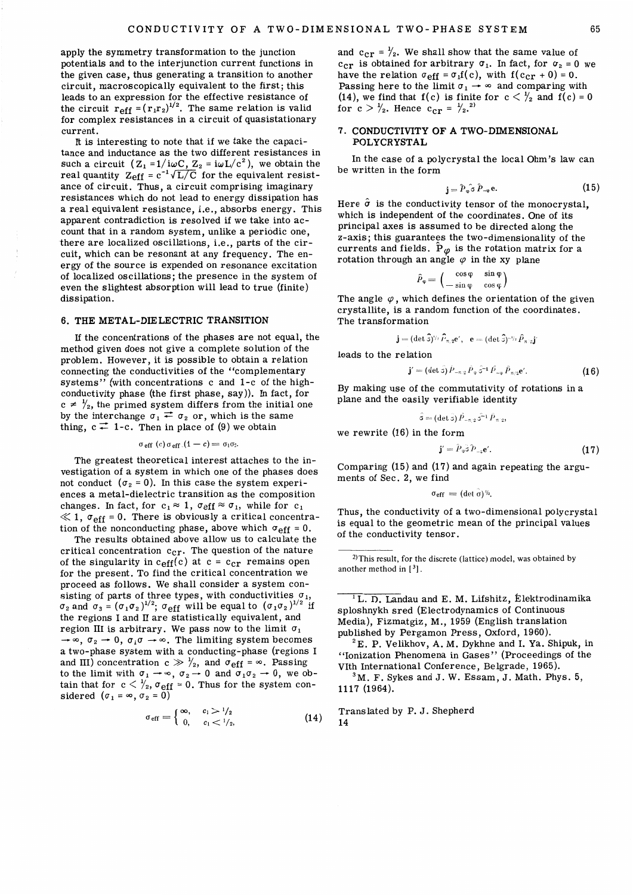apply the symmetry transformation to the junction potentials and to the interjunction current functions in the given case, thus generating a transition to another circuit, macroscopically equivalent to the first; this leads to an expression for the effective resistance of the circuit $r_{eff} = (r_1 r_2)^{1/2}$. The same relation is valid for complex resistances in a circuit of quasistationary current.

It is interesting to note that if we take the capacitance and inductance as the two different resistances in such a circuit ($Z_1 = 1/i\omega C$, $Z_2 = i\omega L/c^2$), we obtain the real quantity $Z_{eff} = c^{-1}\sqrt{L/C}$ for the equivalent resistance of circuit. Thus, a circuit comprising imaginary resistances which do not lead to energy dissipation has a real equivalent resistance, i.e., absorbs energy. This apparent contradiction is resolved if we take into account that in a random system, unlike a periodic one, there are localized oscillations, i.e., parts of the circuit, which can be resonant at any frequency. The energy of the source is expended on resonance excitation of localized oscillations; the presence in the system of even the slightest absorption will lead to true (finite) dissipation.

## 6. THE METAL-DIELECTRIC TRANSITION

If the concentrations of the phases are not equal, the method given does not give a complete solution of the problem. However, it is possible to obtain a relation connecting the conductivities of the "complementary systems" (with concentrations c and 1-c of the high-conductivity phase (the first phase, say)). In fact, for $c \neq 1/2$, the primed system differs from the initial one by the interchange $\sigma_1 \rightleftarrows \sigma_2$ or, which is the same thing, $c \rightleftarrows 1-c$. Then in place of (9) we obtain

$$\sigma_{eff}(c)\,\sigma_{eff}(1-c) = \sigma_1\sigma_2.$$

The greatest theoretical interest attaches to the investigation of a system in which one of the phases does not conduct ($\sigma_2 = 0$). In this case the system experiences a metal-dielectric transition as the composition changes. In fact, for $c_1 \approx 1$, $\sigma_{eff} \approx \sigma_1$, while for $c_1 \ll 1$, $\sigma_{eff} = 0$. There is obviously a critical concentration of the nonconducting phase, above which $\sigma_{eff} = 0$.

The results obtained above allow us to calculate the critical concentration $c_{cr}$. The question of the nature of the singularity in $c_{eff}(c)$ at $c = c_{cr}$ remains open for the present. To find the critical concentration we proceed as follows. We shall consider a system consisting of parts of three types, with conductivities $\sigma_1$, $\sigma_2$ and $\sigma_3 = (\sigma_1\sigma_2)^{1/2}$; $\sigma_{eff}$ will be equal to $(\sigma_1\sigma_2)^{1/2}$ if the regions I and II are statistically equivalent, and region III is arbitrary. We pass now to the limit $\sigma_1 \to \infty$, $\sigma_2 \to 0$, $\sigma_1\sigma \to \infty$. The limiting system becomes a two-phase system with a conducting-phase (regions I and III) concentration $c \gg 1/2$, and $\sigma_{eff} = \infty$. Passing to the limit with $\sigma_1 \to \infty$, $\sigma_2 \to 0$ and $\sigma_1\sigma_2 \to 0$, we obtain that for $c < 1/2$, $\sigma_{eff} = 0$. Thus for the system considered ($\sigma_1 = \infty$, $\sigma_2 = 0$)

$$\sigma_{eff} = \begin{cases} \infty, & c_1 > 1/2 \\ 0, & c_1 < 1/2, \end{cases} \tag{14}$$

and $c_{cr} = 1/2$. We shall show that the same value of $c_{cr}$ is obtained for arbitrary $\sigma_1$. In fact, for $\sigma_2 = 0$ we have the relation $\sigma_{eff} = \sigma_1 f(c)$, with $f(c_{cr} + 0) = 0$. Passing here to the limit $\sigma_1 \to \infty$ and comparing with (14), we find that $f(c)$ is finite for $c < 1/2$ and $f(c) = 0$ for $c > 1/2$. Hence $c_{cr} = 1/2$.[2)]

## 7. CONDUCTIVITY OF A TWO-DIMENSIONAL POLYCRYSTAL

In the case of a polycrystal the local Ohm's law can be written in the form

$$\mathbf{j} = \hat{P}_\varphi \hat{\sigma} \hat{P}_{-\varphi}\mathbf{e}. \tag{15}$$

Here $\hat{\sigma}$ is the conductivity tensor of the monocrystal, which is independent of the coordinates. One of its principal axes is assumed to be directed along the z-axis; this guarantees the two-dimensionality of the currents and fields. $\hat{P}_\varphi$ is the rotation matrix for a rotation through an angle $\varphi$ in the xy plane

$$\hat{P}_\varphi = \begin{pmatrix} \cos\varphi & \sin\varphi \\ -\sin\varphi & \cos\varphi \end{pmatrix}$$

The angle $\varphi$, which defines the orientation of the given crystallite, is a random function of the coordinates. The transformation

$$\mathbf{j} = (\det\hat{\sigma})^{1/2}\hat{P}_{\pi/2}\mathbf{e}', \quad \mathbf{e} = (\det\hat{\sigma})^{-1/2}\hat{P}_{\pi/2}\mathbf{j}'$$

leads to the relation

$$\mathbf{j}' = (\det\hat{\sigma})\hat{P}_{-\pi/2}\hat{P}_\varphi\hat{\sigma}^{-1}\hat{P}_{-\varphi}\hat{P}_{\pi/2}\mathbf{e}'. \tag{16}$$

By making use of the commutativity of rotations in a plane and the easily verifiable identity

$$\hat{\sigma} = (\det\hat{\sigma})\hat{P}_{-\pi/2}\hat{\sigma}^{-1}\hat{P}_{\pi/2},$$

we rewrite (16) in the form

$$\mathbf{j}' = \hat{P}_\varphi\hat{\sigma}\hat{P}_{-\varphi}\mathbf{e}'. \tag{17}$$

Comparing (15) and (17) and again repeating the arguments of Sec. 2, we find

$$\sigma_{eff} = (\det\hat{\sigma})^{1/2}.$$

Thus, the conductivity of a two-dimensional polycrystal is equal to the geometric mean of the principal values of the conductivity tensor.

---

[2)] This result, for the discrete (lattice) model, was obtained by another method in [3].

---

[1] L. D. Landau and E. M. Lifshitz, Élektrodinamika sploshnykh sred (Electrodynamics of Continuous Media), Fizmatgiz, M., 1959 (English translation published by Pergamon Press, Oxford, 1960).

[2] E. P. Velikhov, A. M. Dykhne and I. Ya. Shipuk, in "Ionization Phenomena in Gases" (Proceedings of the VIth International Conference, Belgrade, 1965).

[3] M. F. Sykes and J. W. Essam, J. Math. Phys. 5, 1117 (1964).

Translated by P. J. Shepherd
14